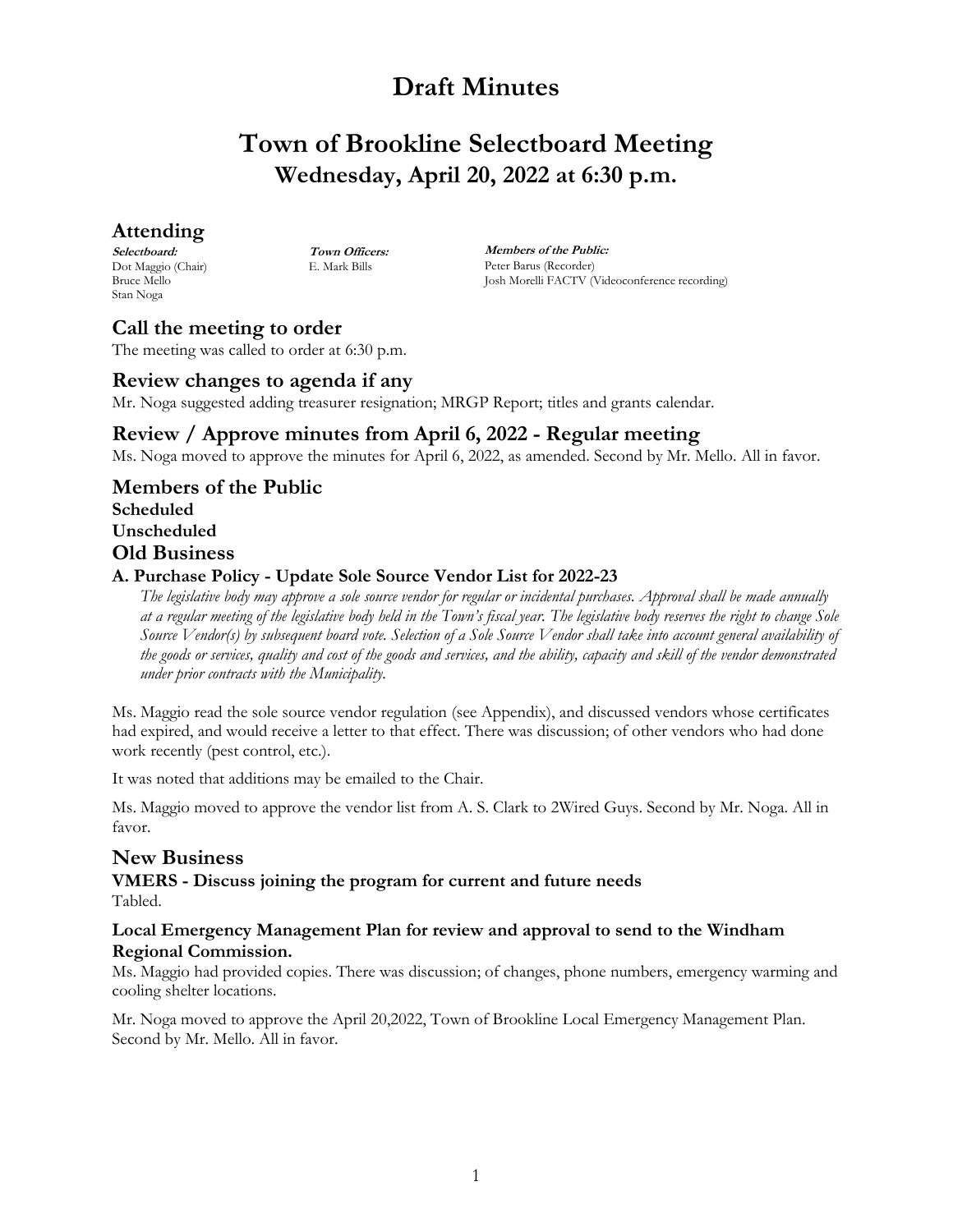# Draft Minutes

# Town of Brookline Selectboard Meeting

## Wednesday, April 20, 2022 at 6:30 p.m.

## Attending

**Selectboard:**
Dot Maggio (Chair)
Bruce Mello
Stan Noga

**Town Officers:**
E. Mark Bills

**Members of the Public:**
Peter Barus (Recorder)
Josh Morelli FACTV (Videoconference recording)

## Call the meeting to order

The meeting was called to order at 6:30 p.m.

## Review changes to agenda if any

Mr. Noga suggested adding treasurer resignation; MRGP Report; titles and grants calendar.

## Review / Approve minutes from April 6, 2022 - Regular meeting

Ms. Noga moved to approve the minutes for April 6, 2022, as amended. Second by Mr. Mello. All in favor.

## Members of the Public

### Scheduled

### Unscheduled

## Old Business

### A. Purchase Policy - Update Sole Source Vendor List for 2022-23

*The legislative body may approve a sole source vendor for regular or incidental purchases. Approval shall be made annually at a regular meeting of the legislative body held in the Town's fiscal year. The legislative body reserves the right to change Sole Source Vendor(s) by subsequent board vote. Selection of a Sole Source Vendor shall take into account general availability of the goods or services, quality and cost of the goods and services, and the ability, capacity and skill of the vendor demonstrated under prior contracts with the Municipality.*

Ms. Maggio read the sole source vendor regulation (see Appendix), and discussed vendors whose certificates had expired, and would receive a letter to that effect. There was discussion; of other vendors who had done work recently (pest control, etc.).

It was noted that additions may be emailed to the Chair.

Ms. Maggio moved to approve the vendor list from A. S. Clark to 2Wired Guys. Second by Mr. Noga. All in favor.

## New Business

### VMERS - Discuss joining the program for current and future needs

Tabled.

### Local Emergency Management Plan for review and approval to send to the Windham Regional Commission.

Ms. Maggio had provided copies. There was discussion; of changes, phone numbers, emergency warming and cooling shelter locations.

Mr. Noga moved to approve the April 20,2022, Town of Brookline Local Emergency Management Plan. Second by Mr. Mello. All in favor.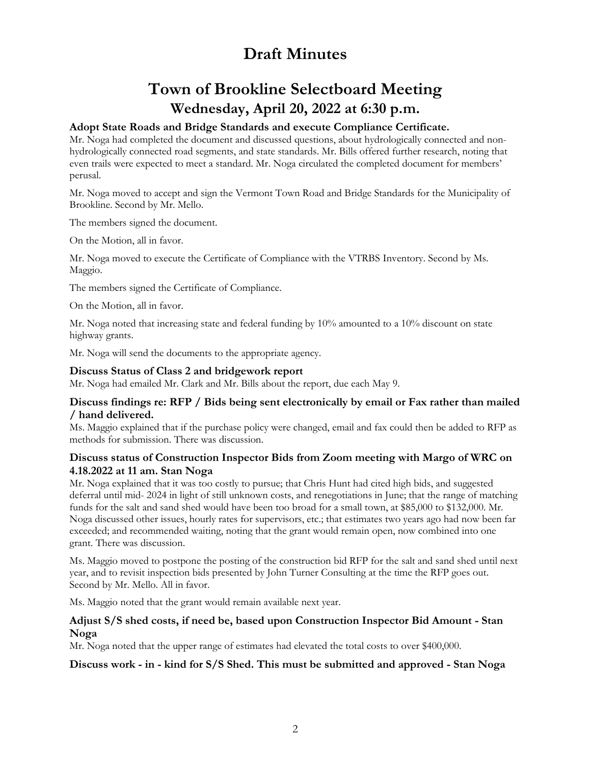# Draft Minutes

# Town of Brookline Selectboard Meeting

## Wednesday, April 20, 2022 at 6:30 p.m.

### Adopt State Roads and Bridge Standards and execute Compliance Certificate.

Mr. Noga had completed the document and discussed questions, about hydrologically connected and non-hydrologically connected road segments, and state standards. Mr. Bills offered further research, noting that even trails were expected to meet a standard. Mr. Noga circulated the completed document for members' perusal.

Mr. Noga moved to accept and sign the Vermont Town Road and Bridge Standards for the Municipality of Brookline. Second by Mr. Mello.

The members signed the document.

On the Motion, all in favor.

Mr. Noga moved to execute the Certificate of Compliance with the VTRBS Inventory. Second by Ms. Maggio.

The members signed the Certificate of Compliance.

On the Motion, all in favor.

Mr. Noga noted that increasing state and federal funding by 10% amounted to a 10% discount on state highway grants.

Mr. Noga will send the documents to the appropriate agency.

### Discuss Status of Class 2 and bridgework report

Mr. Noga had emailed Mr. Clark and Mr. Bills about the report, due each May 9.

### Discuss findings re: RFP / Bids being sent electronically by email or Fax rather than mailed / hand delivered.

Ms. Maggio explained that if the purchase policy were changed, email and fax could then be added to RFP as methods for submission. There was discussion.

### Discuss status of Construction Inspector Bids from Zoom meeting with Margo of WRC on 4.18.2022 at 11 am. Stan Noga

Mr. Noga explained that it was too costly to pursue; that Chris Hunt had cited high bids, and suggested deferral until mid- 2024 in light of still unknown costs, and renegotiations in June; that the range of matching funds for the salt and sand shed would have been too broad for a small town, at $85,000 to $132,000. Mr. Noga discussed other issues, hourly rates for supervisors, etc.; that estimates two years ago had now been far exceeded; and recommended waiting, noting that the grant would remain open, now combined into one grant. There was discussion.

Ms. Maggio moved to postpone the posting of the construction bid RFP for the salt and sand shed until next year, and to revisit inspection bids presented by John Turner Consulting at the time the RFP goes out. Second by Mr. Mello. All in favor.

Ms. Maggio noted that the grant would remain available next year.

### Adjust S/S shed costs, if need be, based upon Construction Inspector Bid Amount - Stan Noga

Mr. Noga noted that the upper range of estimates had elevated the total costs to over $400,000.

### Discuss work - in - kind for S/S Shed. This must be submitted and approved - Stan Noga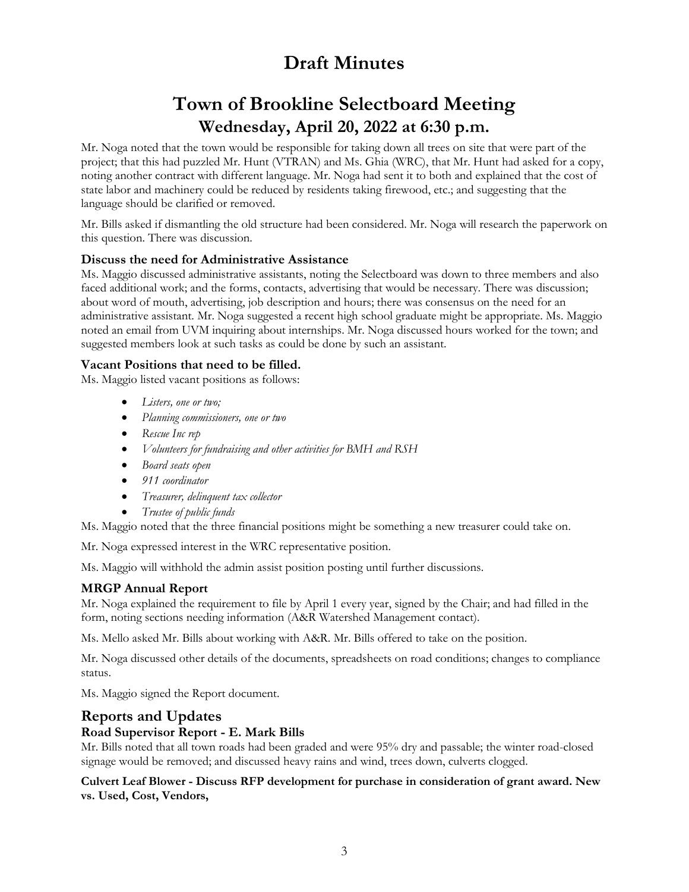# Draft Minutes

# Town of Brookline Selectboard Meeting

## Wednesday, April 20, 2022 at 6:30 p.m.

Mr. Noga noted that the town would be responsible for taking down all trees on site that were part of the project; that this had puzzled Mr. Hunt (VTRAN) and Ms. Ghia (WRC), that Mr. Hunt had asked for a copy, noting another contract with different language. Mr. Noga had sent it to both and explained that the cost of state labor and machinery could be reduced by residents taking firewood, etc.; and suggesting that the language should be clarified or removed.

Mr. Bills asked if dismantling the old structure had been considered. Mr. Noga will research the paperwork on this question. There was discussion.

### Discuss the need for Administrative Assistance

Ms. Maggio discussed administrative assistants, noting the Selectboard was down to three members and also faced additional work; and the forms, contacts, advertising that would be necessary. There was discussion; about word of mouth, advertising, job description and hours; there was consensus on the need for an administrative assistant. Mr. Noga suggested a recent high school graduate might be appropriate. Ms. Maggio noted an email from UVM inquiring about internships. Mr. Noga discussed hours worked for the town; and suggested members look at such tasks as could be done by such an assistant.

### Vacant Positions that need to be filled.

Ms. Maggio listed vacant positions as follows:

- *Listers, one or two;*
- *Planning commissioners, one or two*
- *Rescue Inc rep*
- *Volunteers for fundraising and other activities for BMH and RSH*
- *Board seats open*
- *911 coordinator*
- *Treasurer, delinquent tax collector*
- *Trustee of public funds*

Ms. Maggio noted that the three financial positions might be something a new treasurer could take on.

Mr. Noga expressed interest in the WRC representative position.

Ms. Maggio will withhold the admin assist position posting until further discussions.

### MRGP Annual Report

Mr. Noga explained the requirement to file by April 1 every year, signed by the Chair; and had filled in the form, noting sections needing information (A&R Watershed Management contact).

Ms. Mello asked Mr. Bills about working with A&R. Mr. Bills offered to take on the position.

Mr. Noga discussed other details of the documents, spreadsheets on road conditions; changes to compliance status.

Ms. Maggio signed the Report document.

## Reports and Updates

### Road Supervisor Report - E. Mark Bills

Mr. Bills noted that all town roads had been graded and were 95% dry and passable; the winter road-closed signage would be removed; and discussed heavy rains and wind, trees down, culverts clogged.

**Culvert Leaf Blower - Discuss RFP development for purchase in consideration of grant award. New vs. Used, Cost, Vendors,**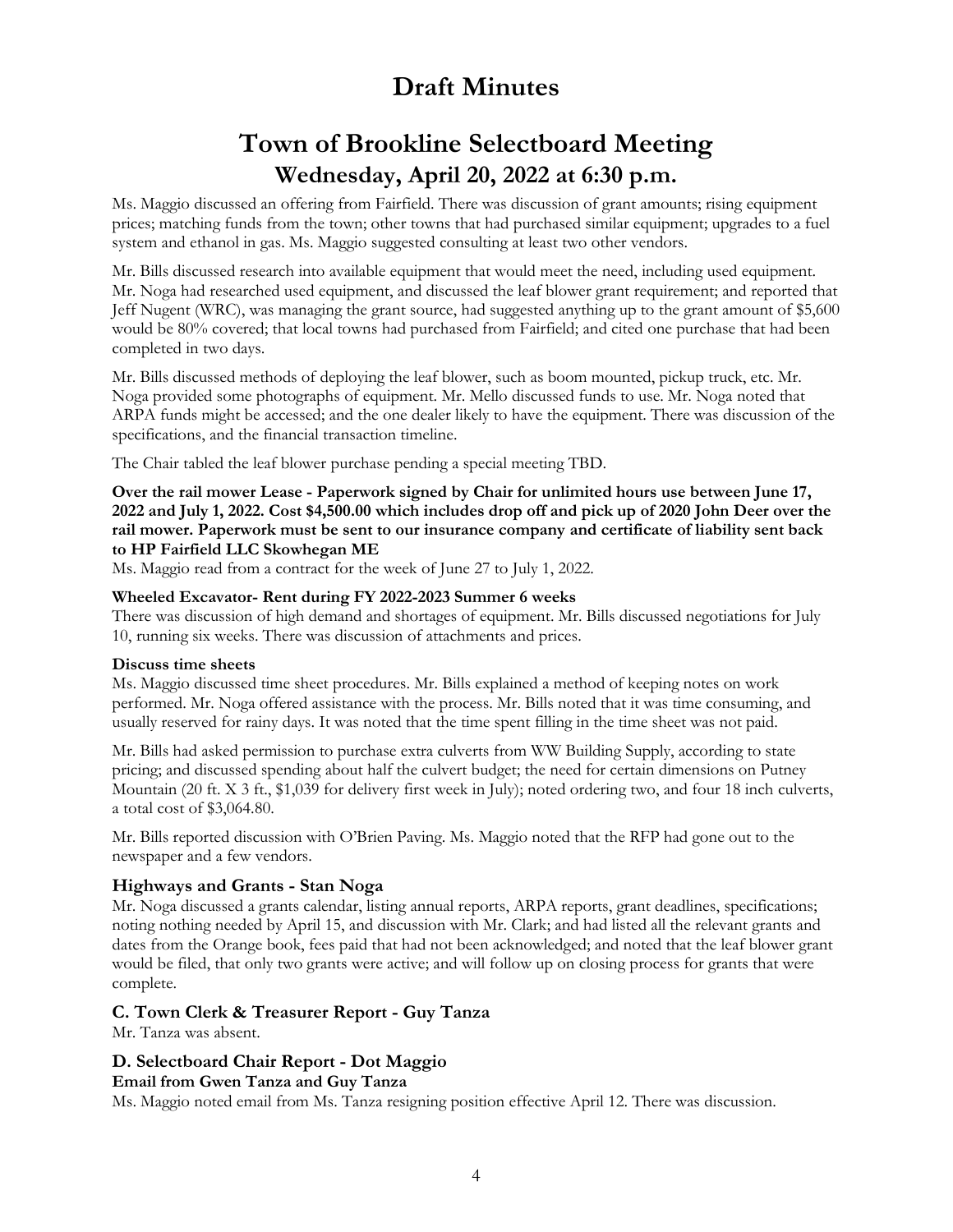# Draft Minutes

# Town of Brookline Selectboard Meeting

## Wednesday, April 20, 2022 at 6:30 p.m.

Ms. Maggio discussed an offering from Fairfield. There was discussion of grant amounts; rising equipment prices; matching funds from the town; other towns that had purchased similar equipment; upgrades to a fuel system and ethanol in gas. Ms. Maggio suggested consulting at least two other vendors.

Mr. Bills discussed research into available equipment that would meet the need, including used equipment. Mr. Noga had researched used equipment, and discussed the leaf blower grant requirement; and reported that Jeff Nugent (WRC), was managing the grant source, had suggested anything up to the grant amount of $5,600 would be 80% covered; that local towns had purchased from Fairfield; and cited one purchase that had been completed in two days.

Mr. Bills discussed methods of deploying the leaf blower, such as boom mounted, pickup truck, etc. Mr. Noga provided some photographs of equipment. Mr. Mello discussed funds to use. Mr. Noga noted that ARPA funds might be accessed; and the one dealer likely to have the equipment. There was discussion of the specifications, and the financial transaction timeline.

The Chair tabled the leaf blower purchase pending a special meeting TBD.

**Over the rail mower Lease - Paperwork signed by Chair for unlimited hours use between June 17, 2022 and July 1, 2022. Cost $4,500.00 which includes drop off and pick up of 2020 John Deer over the rail mower. Paperwork must be sent to our insurance company and certificate of liability sent back to HP Fairfield LLC Skowhegan ME**

Ms. Maggio read from a contract for the week of June 27 to July 1, 2022.

**Wheeled Excavator- Rent during FY 2022-2023 Summer 6 weeks**

There was discussion of high demand and shortages of equipment. Mr. Bills discussed negotiations for July 10, running six weeks. There was discussion of attachments and prices.

**Discuss time sheets**

Ms. Maggio discussed time sheet procedures. Mr. Bills explained a method of keeping notes on work performed. Mr. Noga offered assistance with the process. Mr. Bills noted that it was time consuming, and usually reserved for rainy days. It was noted that the time spent filling in the time sheet was not paid.

Mr. Bills had asked permission to purchase extra culverts from WW Building Supply, according to state pricing; and discussed spending about half the culvert budget; the need for certain dimensions on Putney Mountain (20 ft. X 3 ft., $1,039 for delivery first week in July); noted ordering two, and four 18 inch culverts, a total cost of $3,064.80.

Mr. Bills reported discussion with O'Brien Paving. Ms. Maggio noted that the RFP had gone out to the newspaper and a few vendors.

### Highways and Grants - Stan Noga

Mr. Noga discussed a grants calendar, listing annual reports, ARPA reports, grant deadlines, specifications; noting nothing needed by April 15, and discussion with Mr. Clark; and had listed all the relevant grants and dates from the Orange book, fees paid that had not been acknowledged; and noted that the leaf blower grant would be filed, that only two grants were active; and will follow up on closing process for grants that were complete.

### C. Town Clerk & Treasurer Report - Guy Tanza

Mr. Tanza was absent.

### D. Selectboard Chair Report - Dot Maggio

**Email from Gwen Tanza and Guy Tanza**

Ms. Maggio noted email from Ms. Tanza resigning position effective April 12. There was discussion.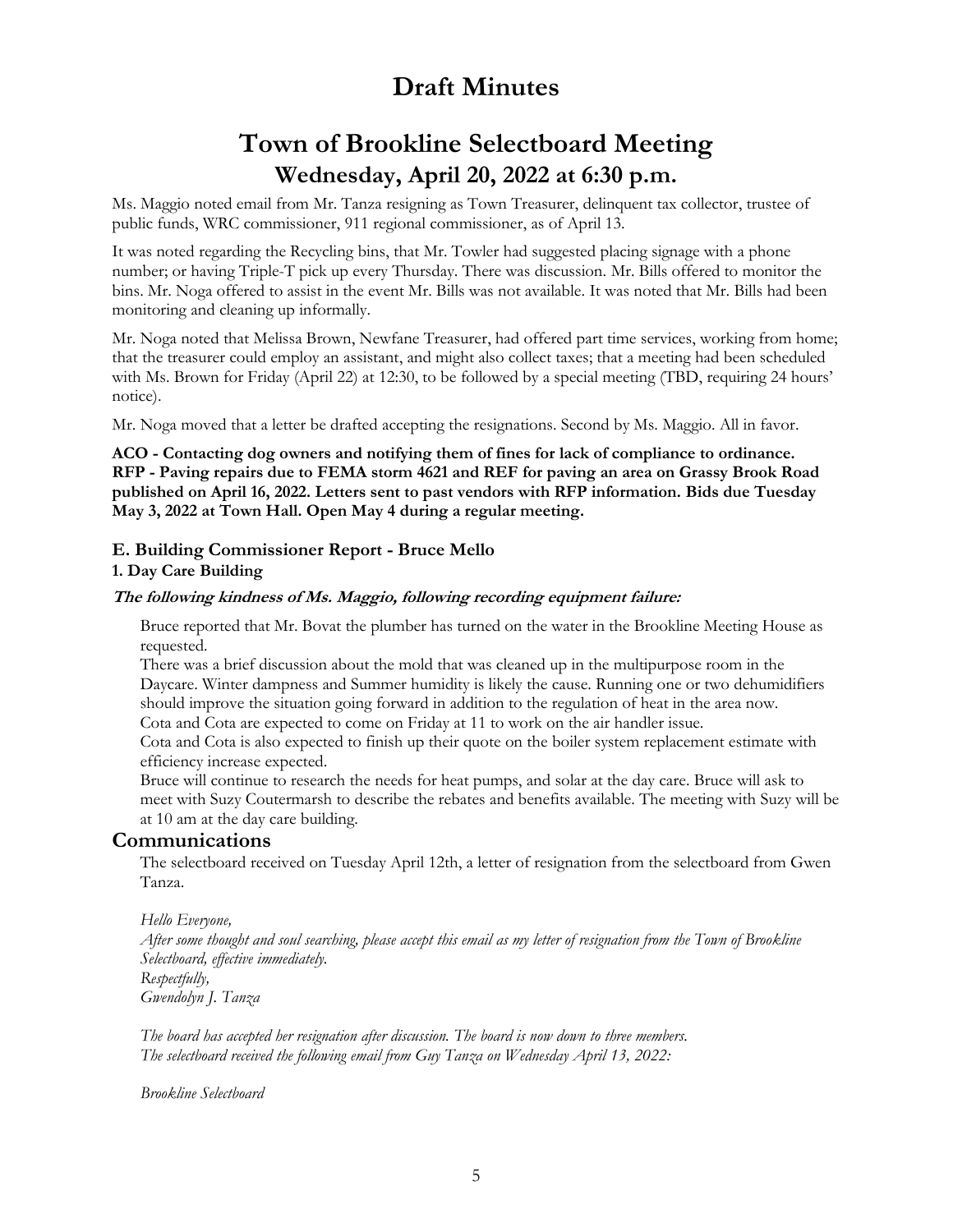# Draft Minutes

# Town of Brookline Selectboard Meeting

## Wednesday, April 20, 2022 at 6:30 p.m.

Ms. Maggio noted email from Mr. Tanza resigning as Town Treasurer, delinquent tax collector, trustee of public funds, WRC commissioner, 911 regional commissioner, as of April 13.

It was noted regarding the Recycling bins, that Mr. Towler had suggested placing signage with a phone number; or having Triple-T pick up every Thursday. There was discussion. Mr. Bills offered to monitor the bins. Mr. Noga offered to assist in the event Mr. Bills was not available. It was noted that Mr. Bills had been monitoring and cleaning up informally.

Mr. Noga noted that Melissa Brown, Newfane Treasurer, had offered part time services, working from home; that the treasurer could employ an assistant, and might also collect taxes; that a meeting had been scheduled with Ms. Brown for Friday (April 22) at 12:30, to be followed by a special meeting (TBD, requiring 24 hours' notice).

Mr. Noga moved that a letter be drafted accepting the resignations. Second by Ms. Maggio. All in favor.

**ACO - Contacting dog owners and notifying them of fines for lack of compliance to ordinance.**
**RFP - Paving repairs due to FEMA storm 4621 and REF for paving an area on Grassy Brook Road published on April 16, 2022. Letters sent to past vendors with RFP information. Bids due Tuesday May 3, 2022 at Town Hall. Open May 4 during a regular meeting.**

### E. Building Commissioner Report - Bruce Mello

#### 1. Day Care Building

***The following kindness of Ms. Maggio, following recording equipment failure:***

Bruce reported that Mr. Bovat the plumber has turned on the water in the Brookline Meeting House as requested.
There was a brief discussion about the mold that was cleaned up in the multipurpose room in the Daycare. Winter dampness and Summer humidity is likely the cause. Running one or two dehumidifiers should improve the situation going forward in addition to the regulation of heat in the area now.
Cota and Cota are expected to come on Friday at 11 to work on the air handler issue.
Cota and Cota is also expected to finish up their quote on the boiler system replacement estimate with efficiency increase expected.
Bruce will continue to research the needs for heat pumps, and solar at the day care. Bruce will ask to meet with Suzy Coutermarsh to describe the rebates and benefits available. The meeting with Suzy will be at 10 am at the day care building.

## Communications

The selectboard received on Tuesday April 12th, a letter of resignation from the selectboard from Gwen Tanza.

*Hello Everyone,*
*After some thought and soul searching, please accept this email as my letter of resignation from the Town of Brookline Selectboard, effective immediately.*
*Respectfully,*
*Gwendolyn J. Tanza*

*The board has accepted her resignation after discussion. The board is now down to three members.*
*The selectboard received the following email from Guy Tanza on Wednesday April 13, 2022:*

*Brookline Selectboard*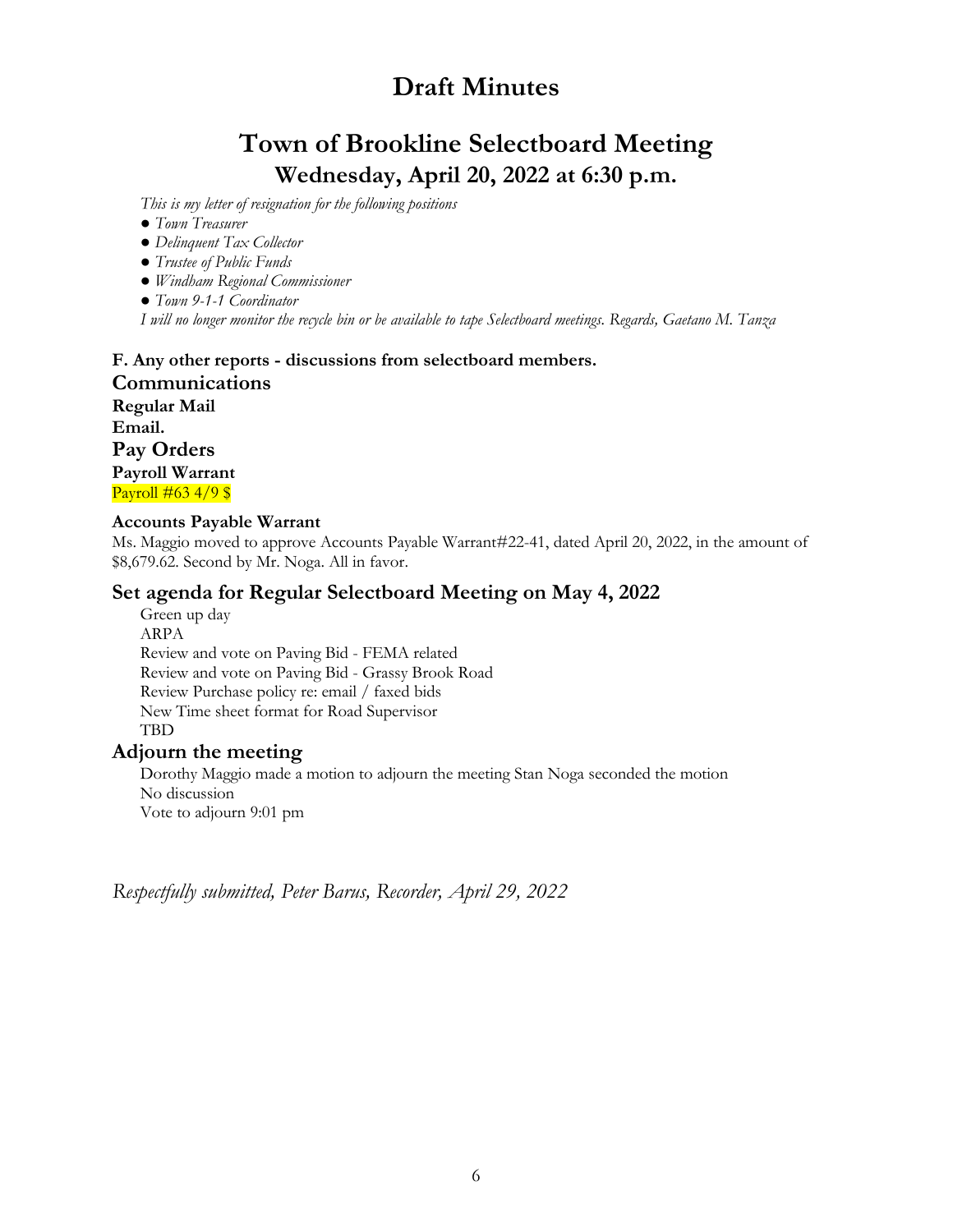# Draft Minutes

## Town of Brookline Selectboard Meeting

### Wednesday, April 20, 2022 at 6:30 p.m.

*This is my letter of resignation for the following positions*

- *Town Treasurer*
- *Delinquent Tax Collector*
- *Trustee of Public Funds*
- *Windham Regional Commissioner*
- *Town 9-1-1 Coordinator*

*I will no longer monitor the recycle bin or be available to tape Selectboard meetings. Regards, Gaetano M. Tanza*

**F. Any other reports - discussions from selectboard members.**

### Communications

**Regular Mail**

**Email.**

### Pay Orders

**Payroll Warrant**

Payroll #63 4/9 $

**Accounts Payable Warrant**

Ms. Maggio moved to approve Accounts Payable Warrant#22-41, dated April 20, 2022, in the amount of $8,679.62. Second by Mr. Noga. All in favor.

### Set agenda for Regular Selectboard Meeting on May 4, 2022

Green up day
ARPA
Review and vote on Paving Bid - FEMA related
Review and vote on Paving Bid - Grassy Brook Road
Review Purchase policy re: email / faxed bids
New Time sheet format for Road Supervisor
TBD

### Adjourn the meeting

Dorothy Maggio made a motion to adjourn the meeting Stan Noga seconded the motion
No discussion
Vote to adjourn 9:01 pm

*Respectfully submitted, Peter Barus, Recorder, April 29, 2022*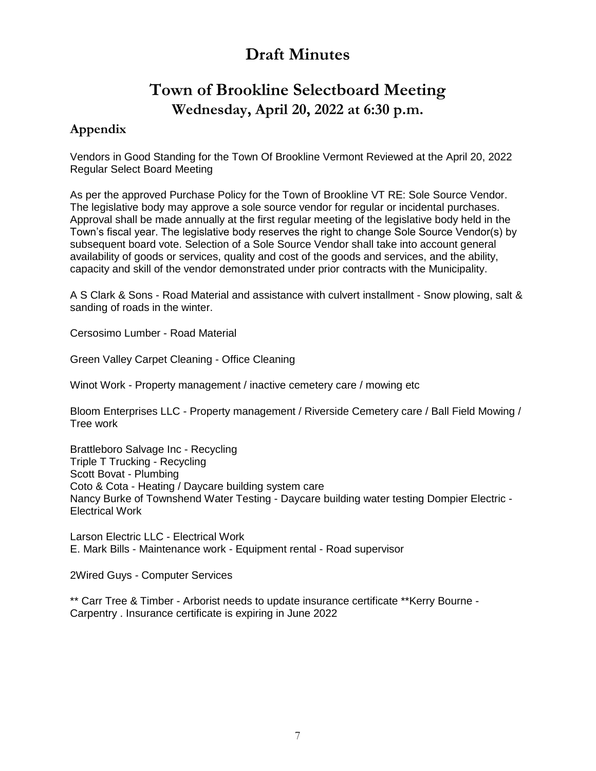# Draft Minutes

## Town of Brookline Selectboard Meeting

### Wednesday, April 20, 2022 at 6:30 p.m.

### Appendix

Vendors in Good Standing for the Town Of Brookline Vermont Reviewed at the April 20, 2022 Regular Select Board Meeting

As per the approved Purchase Policy for the Town of Brookline VT RE: Sole Source Vendor. The legislative body may approve a sole source vendor for regular or incidental purchases. Approval shall be made annually at the first regular meeting of the legislative body held in the Town's fiscal year. The legislative body reserves the right to change Sole Source Vendor(s) by subsequent board vote. Selection of a Sole Source Vendor shall take into account general availability of goods or services, quality and cost of the goods and services, and the ability, capacity and skill of the vendor demonstrated under prior contracts with the Municipality.

A S Clark & Sons - Road Material and assistance with culvert installment - Snow plowing, salt & sanding of roads in the winter.

Cersosimo Lumber - Road Material

Green Valley Carpet Cleaning - Office Cleaning

Winot Work - Property management / inactive cemetery care / mowing etc

Bloom Enterprises LLC - Property management / Riverside Cemetery care / Ball Field Mowing / Tree work

Brattleboro Salvage Inc - Recycling
Triple T Trucking - Recycling
Scott Bovat - Plumbing
Coto & Cota - Heating / Daycare building system care
Nancy Burke of Townshend Water Testing - Daycare building water testing Dompier Electric - Electrical Work

Larson Electric LLC - Electrical Work
E. Mark Bills - Maintenance work - Equipment rental - Road supervisor

2Wired Guys - Computer Services

** Carr Tree & Timber - Arborist needs to update insurance certificate **Kerry Bourne - Carpentry . Insurance certificate is expiring in June 2022